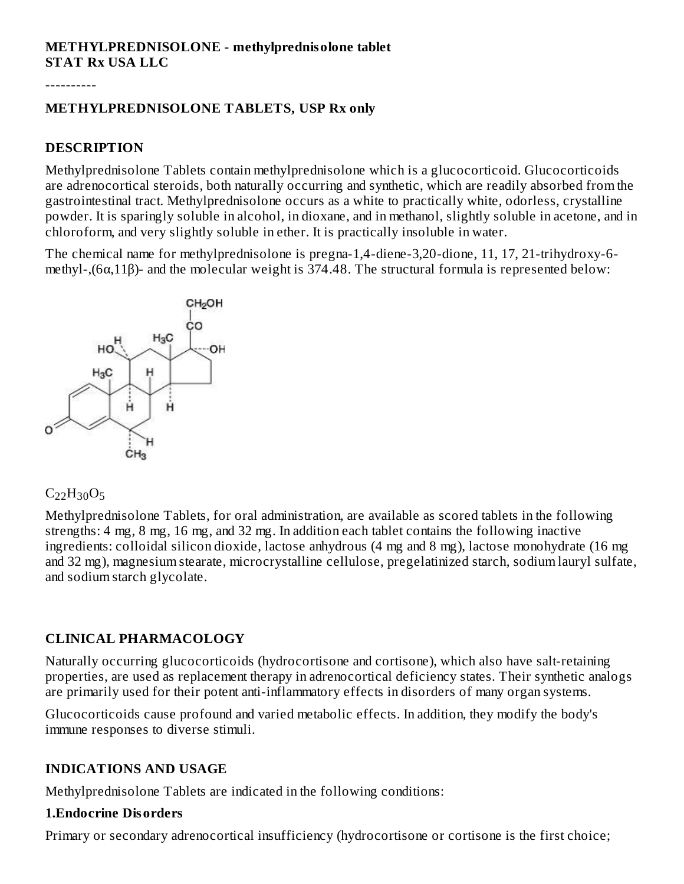**METHYLPREDNISOLONE - methylprednisolone tablet**
**STAT Rx USA LLC**

----------

**METHYLPREDNISOLONE TABLETS, USP Rx only**

## DESCRIPTION

Methylprednisolone Tablets contain methylprednisolone which is a glucocorticoid. Glucocorticoids are adrenocortical steroids, both naturally occurring and synthetic, which are readily absorbed from the gastrointestinal tract. Methylprednisolone occurs as a white to practically white, odorless, crystalline powder. It is sparingly soluble in alcohol, in dioxane, and in methanol, slightly soluble in acetone, and in chloroform, and very slightly soluble in ether. It is practically insoluble in water.

The chemical name for methylprednisolone is pregna-1,4-diene-3,20-dione, 11, 17, 21-trihydroxy-6-methyl-,(6α,11β)- and the molecular weight is 374.48. The structural formula is represented below:

$C_{22}H_{30}O_5$

Methylprednisolone Tablets, for oral administration, are available as scored tablets in the following strengths: 4 mg, 8 mg, 16 mg, and 32 mg. In addition each tablet contains the following inactive ingredients: colloidal silicon dioxide, lactose anhydrous (4 mg and 8 mg), lactose monohydrate (16 mg and 32 mg), magnesium stearate, microcrystalline cellulose, pregelatinized starch, sodium lauryl sulfate, and sodium starch glycolate.

## CLINICAL PHARMACOLOGY

Naturally occurring glucocorticoids (hydrocortisone and cortisone), which also have salt-retaining properties, are used as replacement therapy in adrenocortical deficiency states. Their synthetic analogs are primarily used for their potent anti-inflammatory effects in disorders of many organ systems.

Glucocorticoids cause profound and varied metabolic effects. In addition, they modify the body's immune responses to diverse stimuli.

## INDICATIONS AND USAGE

Methylprednisolone Tablets are indicated in the following conditions:

**1.Endocrine Disorders**

Primary or secondary adrenocortical insufficiency (hydrocortisone or cortisone is the first choice;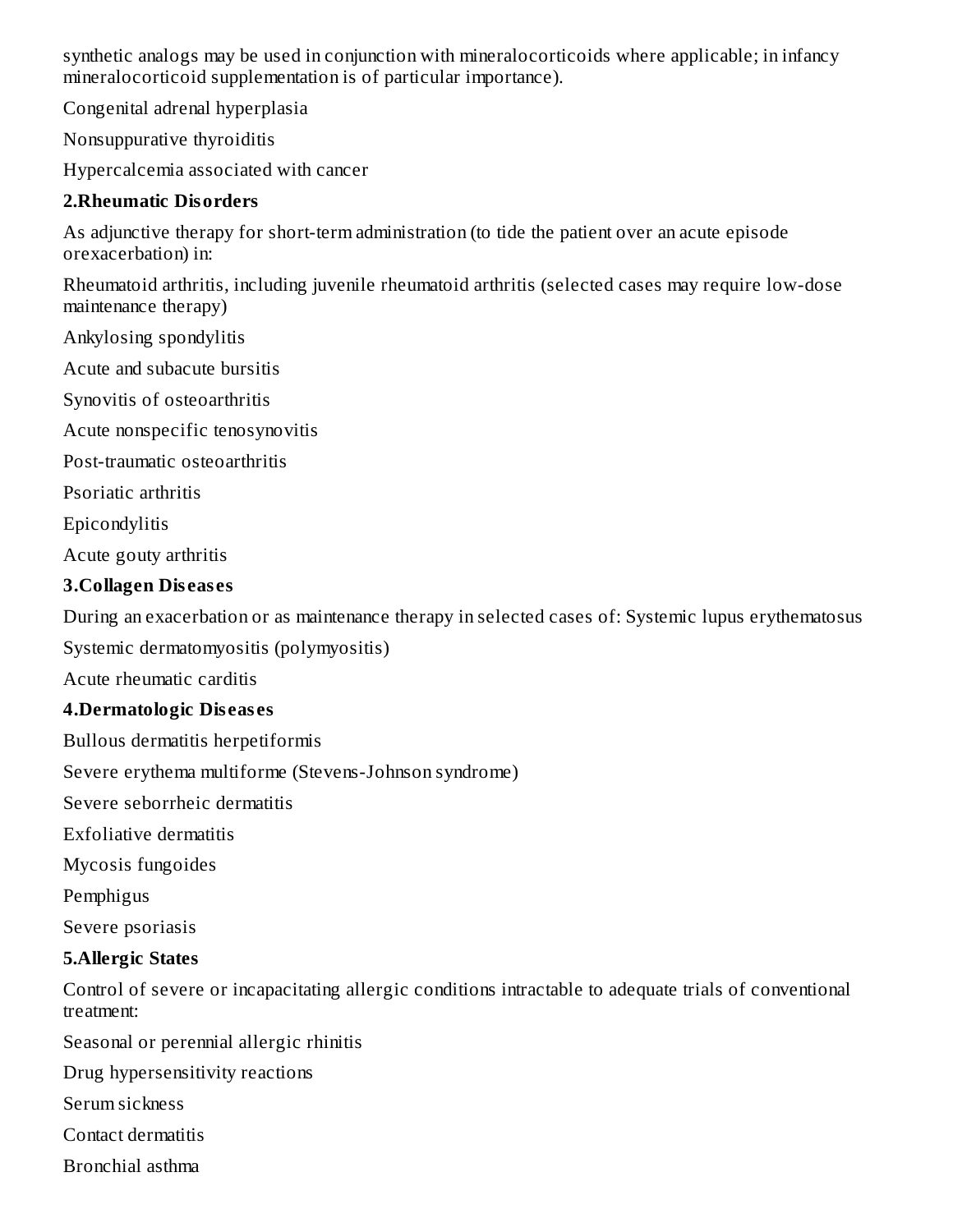synthetic analogs may be used in conjunction with mineralocorticoids where applicable; in infancy mineralocorticoid supplementation is of particular importance).

Congenital adrenal hyperplasia

Nonsuppurative thyroiditis

Hypercalcemia associated with cancer

**2.Rheumatic Disorders**

As adjunctive therapy for short-term administration (to tide the patient over an acute episode orexacerbation) in:

Rheumatoid arthritis, including juvenile rheumatoid arthritis (selected cases may require low-dose maintenance therapy)

Ankylosing spondylitis

Acute and subacute bursitis

Synovitis of osteoarthritis

Acute nonspecific tenosynovitis

Post-traumatic osteoarthritis

Psoriatic arthritis

Epicondylitis

Acute gouty arthritis

**3.Collagen Diseases**

During an exacerbation or as maintenance therapy in selected cases of: Systemic lupus erythematosus

Systemic dermatomyositis (polymyositis)

Acute rheumatic carditis

**4.Dermatologic Diseases**

Bullous dermatitis herpetiformis

Severe erythema multiforme (Stevens-Johnson syndrome)

Severe seborrheic dermatitis

Exfoliative dermatitis

Mycosis fungoides

Pemphigus

Severe psoriasis

**5.Allergic States**

Control of severe or incapacitating allergic conditions intractable to adequate trials of conventional treatment:

Seasonal or perennial allergic rhinitis

Drug hypersensitivity reactions

Serum sickness

Contact dermatitis

Bronchial asthma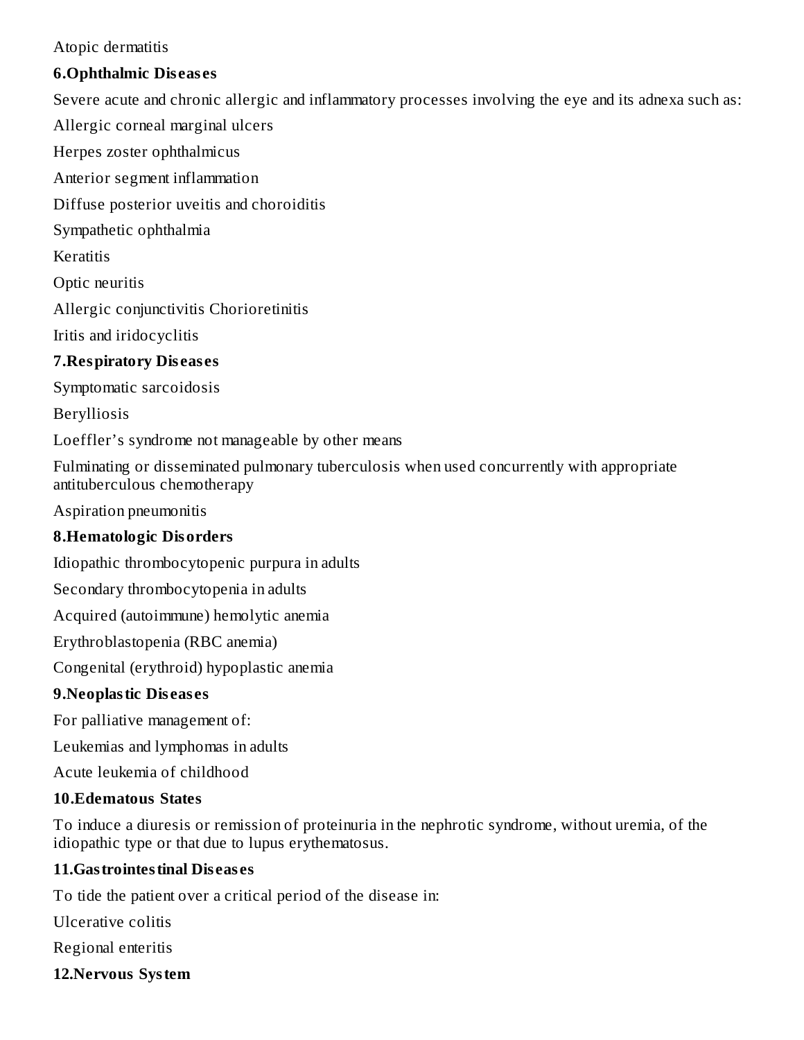Atopic dermatitis

**6.Ophthalmic Diseases**

Severe acute and chronic allergic and inflammatory processes involving the eye and its adnexa such as:

Allergic corneal marginal ulcers

Herpes zoster ophthalmicus

Anterior segment inflammation

Diffuse posterior uveitis and choroiditis

Sympathetic ophthalmia

Keratitis

Optic neuritis

Allergic conjunctivitis Chorioretinitis

Iritis and iridocyclitis

**7.Respiratory Diseases**

Symptomatic sarcoidosis

Berylliosis

Loeffler's syndrome not manageable by other means

Fulminating or disseminated pulmonary tuberculosis when used concurrently with appropriate antituberculous chemotherapy

Aspiration pneumonitis

**8.Hematologic Disorders**

Idiopathic thrombocytopenic purpura in adults

Secondary thrombocytopenia in adults

Acquired (autoimmune) hemolytic anemia

Erythroblastopenia (RBC anemia)

Congenital (erythroid) hypoplastic anemia

**9.Neoplastic Diseases**

For palliative management of:

Leukemias and lymphomas in adults

Acute leukemia of childhood

**10.Edematous States**

To induce a diuresis or remission of proteinuria in the nephrotic syndrome, without uremia, of the idiopathic type or that due to lupus erythematosus.

**11.Gastrointestinal Diseases**

To tide the patient over a critical period of the disease in:

Ulcerative colitis

Regional enteritis

**12.Nervous System**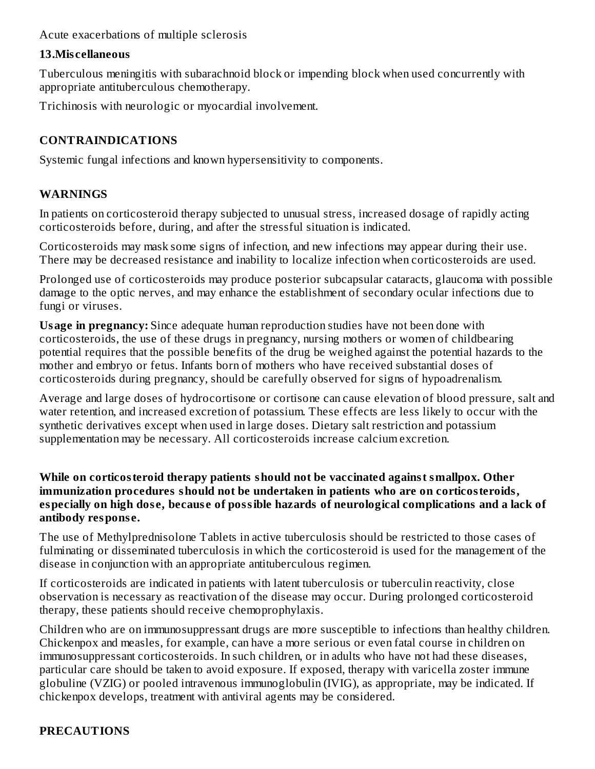Acute exacerbations of multiple sclerosis

**13.Miscellaneous**

Tuberculous meningitis with subarachnoid block or impending block when used concurrently with appropriate antituberculous chemotherapy.

Trichinosis with neurologic or myocardial involvement.

## CONTRAINDICATIONS

Systemic fungal infections and known hypersensitivity to components.

## WARNINGS

In patients on corticosteroid therapy subjected to unusual stress, increased dosage of rapidly acting corticosteroids before, during, and after the stressful situation is indicated.

Corticosteroids may mask some signs of infection, and new infections may appear during their use. There may be decreased resistance and inability to localize infection when corticosteroids are used.

Prolonged use of corticosteroids may produce posterior subcapsular cataracts, glaucoma with possible damage to the optic nerves, and may enhance the establishment of secondary ocular infections due to fungi or viruses.

**Usage in pregnancy:** Since adequate human reproduction studies have not been done with corticosteroids, the use of these drugs in pregnancy, nursing mothers or women of childbearing potential requires that the possible benefits of the drug be weighed against the potential hazards to the mother and embryo or fetus. Infants born of mothers who have received substantial doses of corticosteroids during pregnancy, should be carefully observed for signs of hypoadrenalism.

Average and large doses of hydrocortisone or cortisone can cause elevation of blood pressure, salt and water retention, and increased excretion of potassium. These effects are less likely to occur with the synthetic derivatives except when used in large doses. Dietary salt restriction and potassium supplementation may be necessary. All corticosteroids increase calcium excretion.

**While on corticosteroid therapy patients should not be vaccinated against smallpox. Other immunization procedures should not be undertaken in patients who are on corticosteroids, especially on high dose, because of possible hazards of neurological complications and a lack of antibody response.**

The use of Methylprednisolone Tablets in active tuberculosis should be restricted to those cases of fulminating or disseminated tuberculosis in which the corticosteroid is used for the management of the disease in conjunction with an appropriate antituberculous regimen.

If corticosteroids are indicated in patients with latent tuberculosis or tuberculin reactivity, close observation is necessary as reactivation of the disease may occur. During prolonged corticosteroid therapy, these patients should receive chemoprophylaxis.

Children who are on immunosuppressant drugs are more susceptible to infections than healthy children. Chickenpox and measles, for example, can have a more serious or even fatal course in children on immunosuppressant corticosteroids. In such children, or in adults who have not had these diseases, particular care should be taken to avoid exposure. If exposed, therapy with varicella zoster immune globuline (VZIG) or pooled intravenous immunoglobulin (IVIG), as appropriate, may be indicated. If chickenpox develops, treatment with antiviral agents may be considered.

## PRECAUTIONS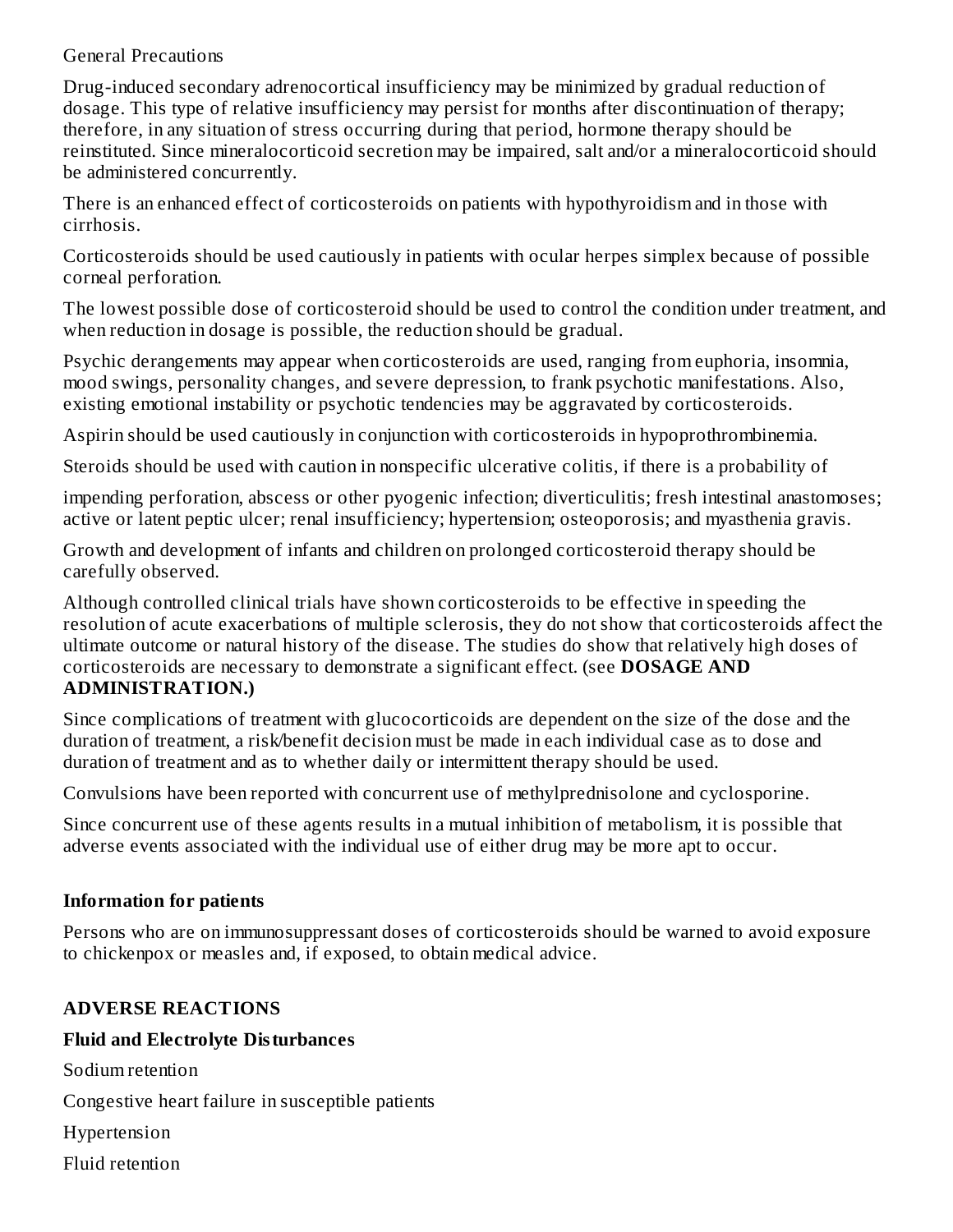General Precautions

Drug-induced secondary adrenocortical insufficiency may be minimized by gradual reduction of dosage. This type of relative insufficiency may persist for months after discontinuation of therapy; therefore, in any situation of stress occurring during that period, hormone therapy should be reinstituted. Since mineralocorticoid secretion may be impaired, salt and/or a mineralocorticoid should be administered concurrently.

There is an enhanced effect of corticosteroids on patients with hypothyroidism and in those with cirrhosis.

Corticosteroids should be used cautiously in patients with ocular herpes simplex because of possible corneal perforation.

The lowest possible dose of corticosteroid should be used to control the condition under treatment, and when reduction in dosage is possible, the reduction should be gradual.

Psychic derangements may appear when corticosteroids are used, ranging from euphoria, insomnia, mood swings, personality changes, and severe depression, to frank psychotic manifestations. Also, existing emotional instability or psychotic tendencies may be aggravated by corticosteroids.

Aspirin should be used cautiously in conjunction with corticosteroids in hypoprothrombinemia.

Steroids should be used with caution in nonspecific ulcerative colitis, if there is a probability of

impending perforation, abscess or other pyogenic infection; diverticulitis; fresh intestinal anastomoses; active or latent peptic ulcer; renal insufficiency; hypertension; osteoporosis; and myasthenia gravis.

Growth and development of infants and children on prolonged corticosteroid therapy should be carefully observed.

Although controlled clinical trials have shown corticosteroids to be effective in speeding the resolution of acute exacerbations of multiple sclerosis, they do not show that corticosteroids affect the ultimate outcome or natural history of the disease. The studies do show that relatively high doses of corticosteroids are necessary to demonstrate a significant effect. (see **DOSAGE AND ADMINISTRATION.)**

Since complications of treatment with glucocorticoids are dependent on the size of the dose and the duration of treatment, a risk/benefit decision must be made in each individual case as to dose and duration of treatment and as to whether daily or intermittent therapy should be used.

Convulsions have been reported with concurrent use of methylprednisolone and cyclosporine.

Since concurrent use of these agents results in a mutual inhibition of metabolism, it is possible that adverse events associated with the individual use of either drug may be more apt to occur.

**Information for patients**

Persons who are on immunosuppressant doses of corticosteroids should be warned to avoid exposure to chickenpox or measles and, if exposed, to obtain medical advice.

## ADVERSE REACTIONS

**Fluid and Electrolyte Disturbances**

Sodium retention

Congestive heart failure in susceptible patients

Hypertension

Fluid retention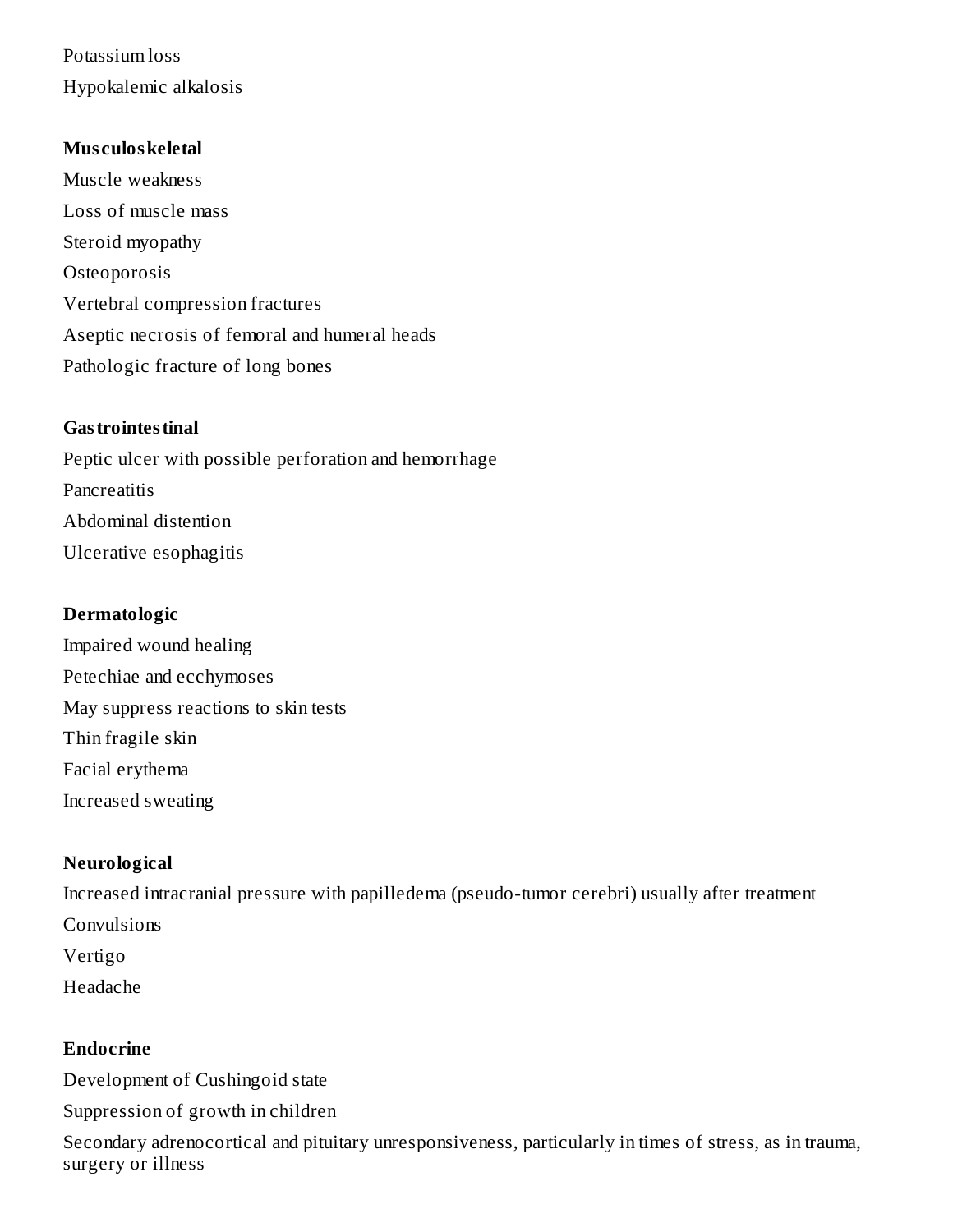Potassium loss

Hypokalemic alkalosis

**Musculoskeletal**

Muscle weakness

Loss of muscle mass

Steroid myopathy

Osteoporosis

Vertebral compression fractures

Aseptic necrosis of femoral and humeral heads

Pathologic fracture of long bones

**Gastrointestinal**

Peptic ulcer with possible perforation and hemorrhage

Pancreatitis

Abdominal distention

Ulcerative esophagitis

**Dermatologic**

Impaired wound healing

Petechiae and ecchymoses

May suppress reactions to skin tests

Thin fragile skin

Facial erythema

Increased sweating

**Neurological**

Increased intracranial pressure with papilledema (pseudo-tumor cerebri) usually after treatment

Convulsions

Vertigo

Headache

**Endocrine**

Development of Cushingoid state

Suppression of growth in children

Secondary adrenocortical and pituitary unresponsiveness, particularly in times of stress, as in trauma, surgery or illness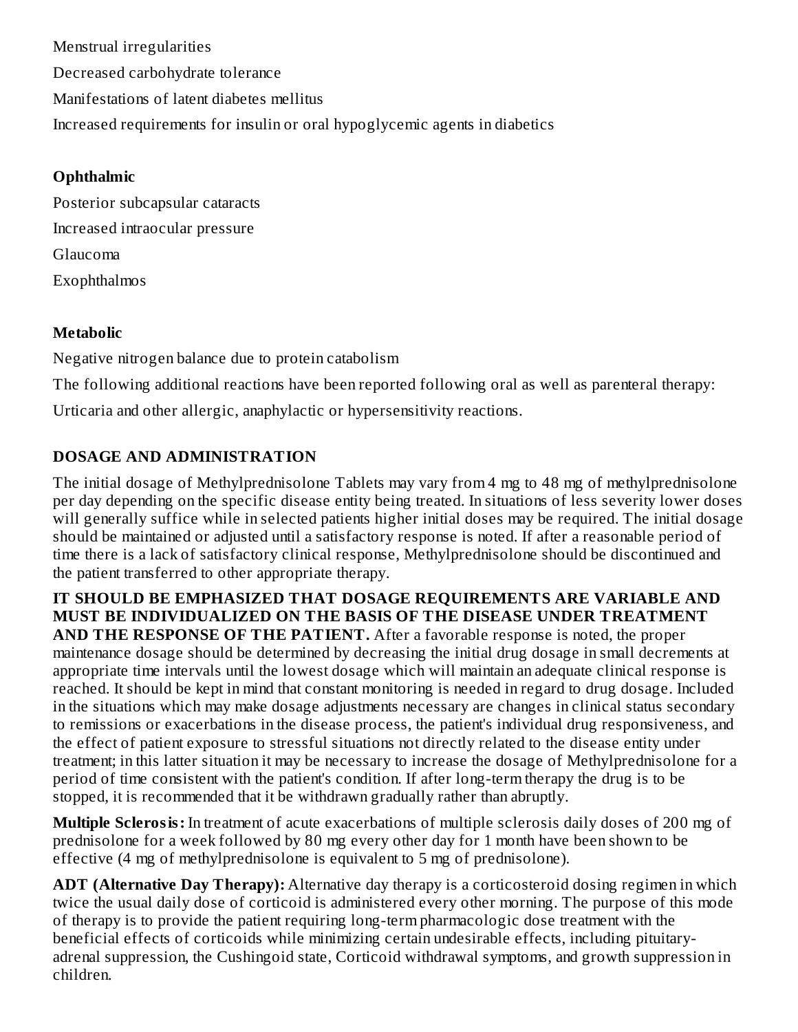Menstrual irregularities

Decreased carbohydrate tolerance

Manifestations of latent diabetes mellitus

Increased requirements for insulin or oral hypoglycemic agents in diabetics

**Ophthalmic**

Posterior subcapsular cataracts

Increased intraocular pressure

Glaucoma

Exophthalmos

**Metabolic**

Negative nitrogen balance due to protein catabolism

The following additional reactions have been reported following oral as well as parenteral therapy:

Urticaria and other allergic, anaphylactic or hypersensitivity reactions.

## DOSAGE AND ADMINISTRATION

The initial dosage of Methylprednisolone Tablets may vary from 4 mg to 48 mg of methylprednisolone per day depending on the specific disease entity being treated. In situations of less severity lower doses will generally suffice while in selected patients higher initial doses may be required. The initial dosage should be maintained or adjusted until a satisfactory response is noted. If after a reasonable period of time there is a lack of satisfactory clinical response, Methylprednisolone should be discontinued and the patient transferred to other appropriate therapy.

**IT SHOULD BE EMPHASIZED THAT DOSAGE REQUIREMENTS ARE VARIABLE AND MUST BE INDIVIDUALIZED ON THE BASIS OF THE DISEASE UNDER TREATMENT AND THE RESPONSE OF THE PATIENT.** After a favorable response is noted, the proper maintenance dosage should be determined by decreasing the initial drug dosage in small decrements at appropriate time intervals until the lowest dosage which will maintain an adequate clinical response is reached. It should be kept in mind that constant monitoring is needed in regard to drug dosage. Included in the situations which may make dosage adjustments necessary are changes in clinical status secondary to remissions or exacerbations in the disease process, the patient's individual drug responsiveness, and the effect of patient exposure to stressful situations not directly related to the disease entity under treatment; in this latter situation it may be necessary to increase the dosage of Methylprednisolone for a period of time consistent with the patient's condition. If after long-term therapy the drug is to be stopped, it is recommended that it be withdrawn gradually rather than abruptly.

**Multiple Sclerosis:** In treatment of acute exacerbations of multiple sclerosis daily doses of 200 mg of prednisolone for a week followed by 80 mg every other day for 1 month have been shown to be effective (4 mg of methylprednisolone is equivalent to 5 mg of prednisolone).

**ADT (Alternative Day Therapy):** Alternative day therapy is a corticosteroid dosing regimen in which twice the usual daily dose of corticoid is administered every other morning. The purpose of this mode of therapy is to provide the patient requiring long-term pharmacologic dose treatment with the beneficial effects of corticoids while minimizing certain undesirable effects, including pituitary-adrenal suppression, the Cushingoid state, Corticoid withdrawal symptoms, and growth suppression in children.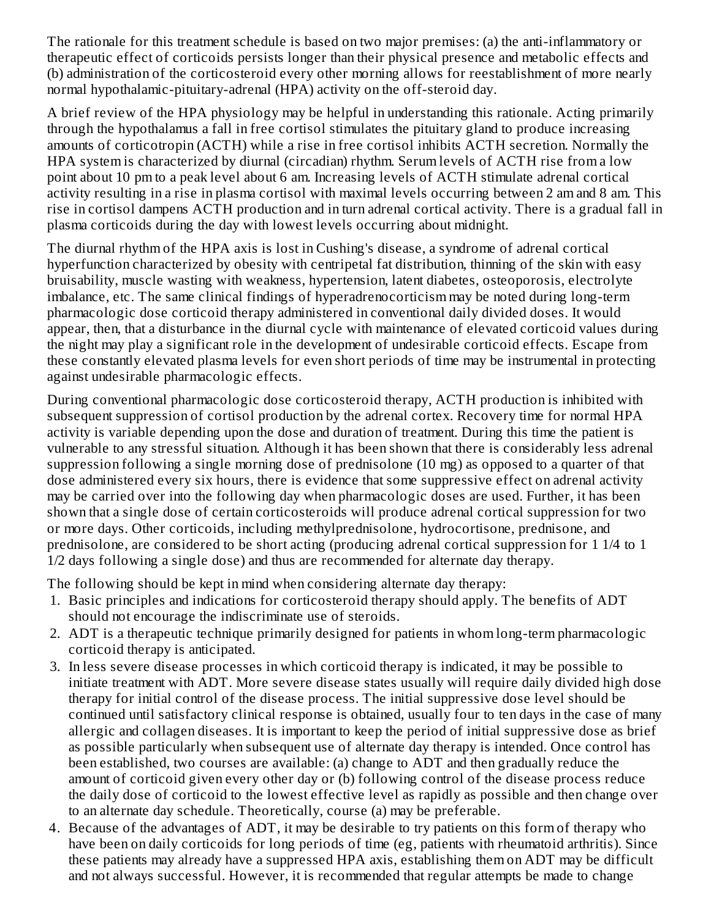The rationale for this treatment schedule is based on two major premises: (a) the anti-inflammatory or therapeutic effect of corticoids persists longer than their physical presence and metabolic effects and (b) administration of the corticosteroid every other morning allows for reestablishment of more nearly normal hypothalamic-pituitary-adrenal (HPA) activity on the off-steroid day.

A brief review of the HPA physiology may be helpful in understanding this rationale. Acting primarily through the hypothalamus a fall in free cortisol stimulates the pituitary gland to produce increasing amounts of corticotropin (ACTH) while a rise in free cortisol inhibits ACTH secretion. Normally the HPA system is characterized by diurnal (circadian) rhythm. Serum levels of ACTH rise from a low point about 10 pm to a peak level about 6 am. Increasing levels of ACTH stimulate adrenal cortical activity resulting in a rise in plasma cortisol with maximal levels occurring between 2 am and 8 am. This rise in cortisol dampens ACTH production and in turn adrenal cortical activity. There is a gradual fall in plasma corticoids during the day with lowest levels occurring about midnight.

The diurnal rhythm of the HPA axis is lost in Cushing's disease, a syndrome of adrenal cortical hyperfunction characterized by obesity with centripetal fat distribution, thinning of the skin with easy bruisability, muscle wasting with weakness, hypertension, latent diabetes, osteoporosis, electrolyte imbalance, etc. The same clinical findings of hyperadrenocorticism may be noted during long-term pharmacologic dose corticoid therapy administered in conventional daily divided doses. It would appear, then, that a disturbance in the diurnal cycle with maintenance of elevated corticoid values during the night may play a significant role in the development of undesirable corticoid effects. Escape from these constantly elevated plasma levels for even short periods of time may be instrumental in protecting against undesirable pharmacologic effects.

During conventional pharmacologic dose corticosteroid therapy, ACTH production is inhibited with subsequent suppression of cortisol production by the adrenal cortex. Recovery time for normal HPA activity is variable depending upon the dose and duration of treatment. During this time the patient is vulnerable to any stressful situation. Although it has been shown that there is considerably less adrenal suppression following a single morning dose of prednisolone (10 mg) as opposed to a quarter of that dose administered every six hours, there is evidence that some suppressive effect on adrenal activity may be carried over into the following day when pharmacologic doses are used. Further, it has been shown that a single dose of certain corticosteroids will produce adrenal cortical suppression for two or more days. Other corticoids, including methylprednisolone, hydrocortisone, prednisone, and prednisolone, are considered to be short acting (producing adrenal cortical suppression for 1 1/4 to 1 1/2 days following a single dose) and thus are recommended for alternate day therapy.

The following should be kept in mind when considering alternate day therapy:

1. Basic principles and indications for corticosteroid therapy should apply. The benefits of ADT should not encourage the indiscriminate use of steroids.
2. ADT is a therapeutic technique primarily designed for patients in whom long-term pharmacologic corticoid therapy is anticipated.
3. In less severe disease processes in which corticoid therapy is indicated, it may be possible to initiate treatment with ADT. More severe disease states usually will require daily divided high dose therapy for initial control of the disease process. The initial suppressive dose level should be continued until satisfactory clinical response is obtained, usually four to ten days in the case of many allergic and collagen diseases. It is important to keep the period of initial suppressive dose as brief as possible particularly when subsequent use of alternate day therapy is intended. Once control has been established, two courses are available: (a) change to ADT and then gradually reduce the amount of corticoid given every other day or (b) following control of the disease process reduce the daily dose of corticoid to the lowest effective level as rapidly as possible and then change over to an alternate day schedule. Theoretically, course (a) may be preferable.
4. Because of the advantages of ADT, it may be desirable to try patients on this form of therapy who have been on daily corticoids for long periods of time (eg, patients with rheumatoid arthritis). Since these patients may already have a suppressed HPA axis, establishing them on ADT may be difficult and not always successful. However, it is recommended that regular attempts be made to change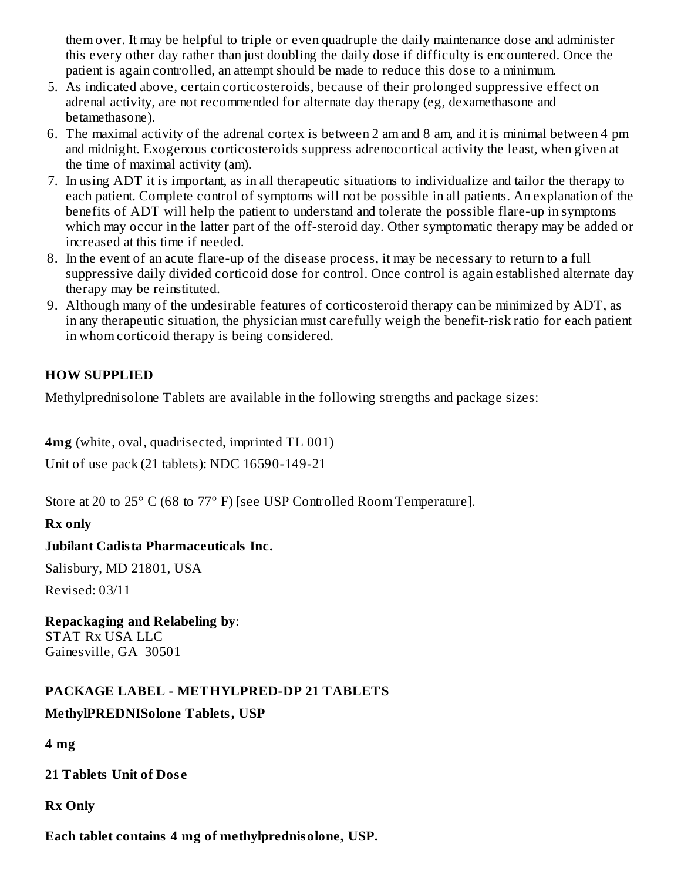them over. It may be helpful to triple or even quadruple the daily maintenance dose and administer this every other day rather than just doubling the daily dose if difficulty is encountered. Once the patient is again controlled, an attempt should be made to reduce this dose to a minimum.

5. As indicated above, certain corticosteroids, because of their prolonged suppressive effect on adrenal activity, are not recommended for alternate day therapy (eg, dexamethasone and betamethasone).
6. The maximal activity of the adrenal cortex is between 2 am and 8 am, and it is minimal between 4 pm and midnight. Exogenous corticosteroids suppress adrenocortical activity the least, when given at the time of maximal activity (am).
7. In using ADT it is important, as in all therapeutic situations to individualize and tailor the therapy to each patient. Complete control of symptoms will not be possible in all patients. An explanation of the benefits of ADT will help the patient to understand and tolerate the possible flare-up in symptoms which may occur in the latter part of the off-steroid day. Other symptomatic therapy may be added or increased at this time if needed.
8. In the event of an acute flare-up of the disease process, it may be necessary to return to a full suppressive daily divided corticoid dose for control. Once control is again established alternate day therapy may be reinstituted.
9. Although many of the undesirable features of corticosteroid therapy can be minimized by ADT, as in any therapeutic situation, the physician must carefully weigh the benefit-risk ratio for each patient in whom corticoid therapy is being considered.

## HOW SUPPLIED

Methylprednisolone Tablets are available in the following strengths and package sizes:

**4mg** (white, oval, quadrisected, imprinted TL 001)

Unit of use pack (21 tablets): NDC 16590-149-21

Store at 20 to 25° C (68 to 77° F) [see USP Controlled Room Temperature].

**Rx only**

**Jubilant Cadista Pharmaceuticals Inc.**

Salisbury, MD 21801, USA

Revised: 03/11

**Repackaging and Relabeling by**:
STAT Rx USA LLC
Gainesville, GA 30501

## PACKAGE LABEL - METHYLPRED-DP 21 TABLETS

**MethylPREDNISolone Tablets, USP**

**4 mg**

**21 Tablets Unit of Dose**

**Rx Only**

**Each tablet contains 4 mg of methylprednisolone, USP.**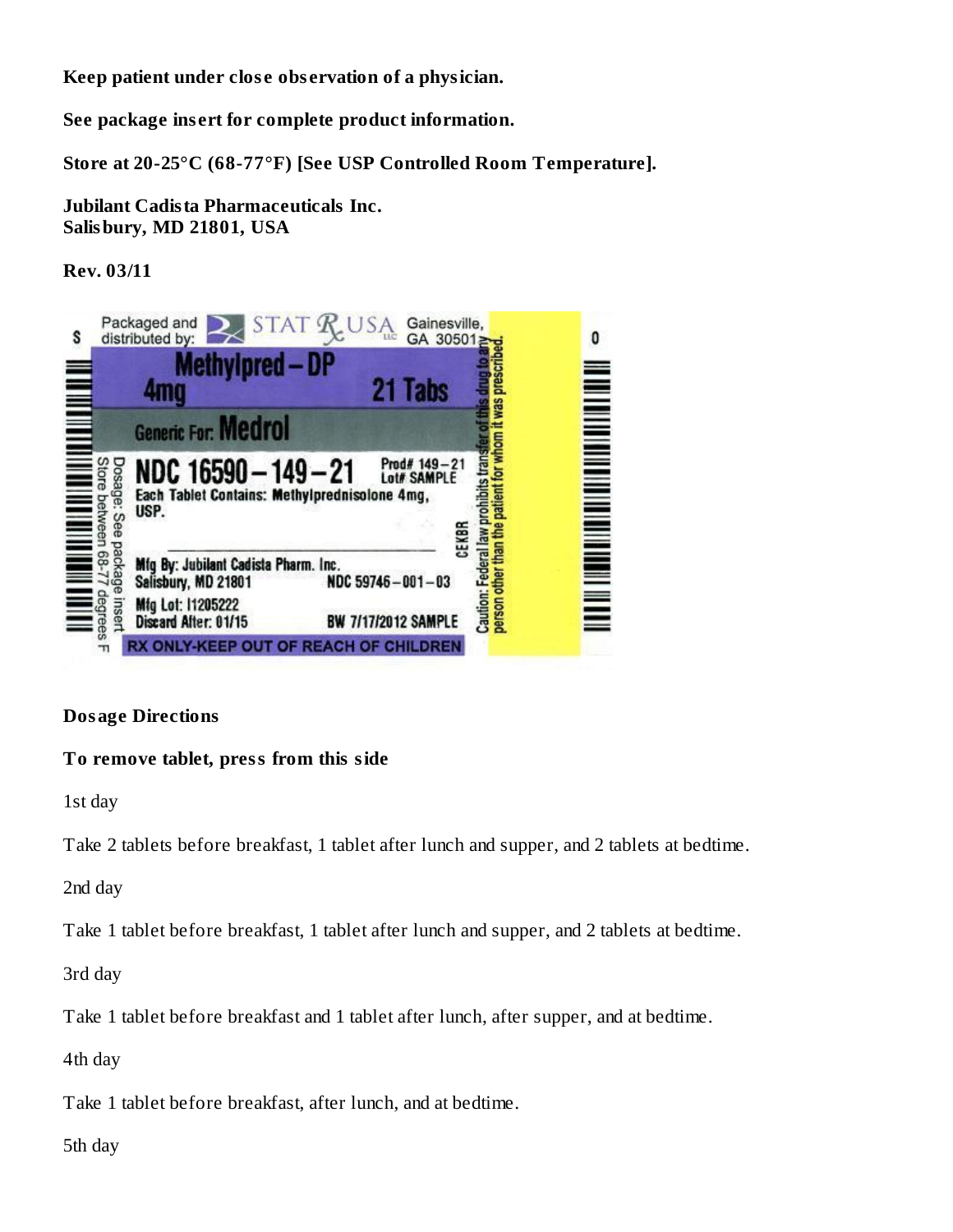**Keep patient under close observation of a physician.**

**See package insert for complete product information.**

**Store at 20-25°C (68-77°F) [See USP Controlled Room Temperature].**

**Jubilant Cadista Pharmaceuticals Inc.**
**Salisbury, MD 21801, USA**

**Rev. 03/11**

Packaged and distributed by: STAT Rx USA LLC Gainesville, GA 30501

Methylpred – DP
4mg
21 Tabs

Generic For: Medrol

NDC 16590–149–21
Prod# 149–21
Lot# SAMPLE

Each Tablet Contains: Methylprednisolone 4mg, USP.

CEKBR

Mfg By: Jubilant Cadista Pharm. Inc.
Salisbury, MD 21801
NDC 59746–001–03

Mfg Lot: I1205222
Discard After: 01/15
BW 7/17/2012 SAMPLE

Dosage: See package insert
Store between 68-77 degrees F

Caution: Federal law prohibits transfer of this drug to any person other than the patient for whom it was prescribed.

RX ONLY-KEEP OUT OF REACH OF CHILDREN

**Dosage Directions**

**To remove tablet, press from this side**

1st day

Take 2 tablets before breakfast, 1 tablet after lunch and supper, and 2 tablets at bedtime.

2nd day

Take 1 tablet before breakfast, 1 tablet after lunch and supper, and 2 tablets at bedtime.

3rd day

Take 1 tablet before breakfast and 1 tablet after lunch, after supper, and at bedtime.

4th day

Take 1 tablet before breakfast, after lunch, and at bedtime.

5th day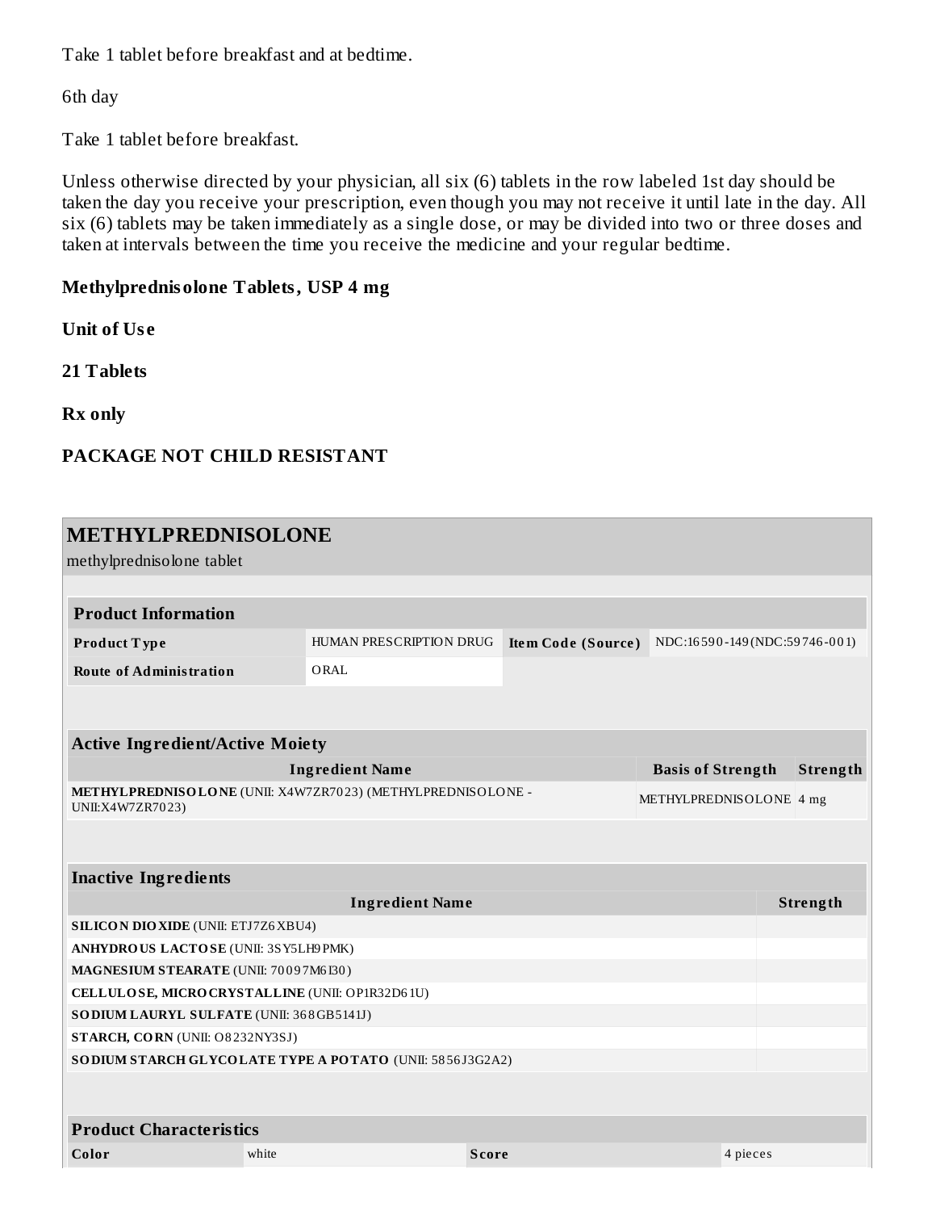Take 1 tablet before breakfast and at bedtime.

6th day

Take 1 tablet before breakfast.

Unless otherwise directed by your physician, all six (6) tablets in the row labeled 1st day should be taken the day you receive your prescription, even though you may not receive it until late in the day. All six (6) tablets may be taken immediately as a single dose, or may be divided into two or three doses and taken at intervals between the time you receive the medicine and your regular bedtime.

**Methylprednisolone Tablets, USP 4 mg**

**Unit of Use**

**21 Tablets**

**Rx only**

**PACKAGE NOT CHILD RESISTANT**

## METHYLPREDNISOLONE

methylprednisolone tablet

| **Product Information** | | | |
|---|---|---|---|
| **Product Type** | HUMAN PRESCRIPTION DRUG | **Item Code (Source)** | NDC:16590-149(NDC:59746-001) |
| **Route of Administration** | ORAL | | |

| **Active Ingredient/Active Moiety** | | |
|---|---|---|
| **Ingredient Name** | **Basis of Strength** | **Strength** |
| **METHYLPREDNISOLONE** (UNII: X4W7ZR7023) (METHYLPREDNISOLONE - UNII:X4W7ZR7023) | METHYLPREDNISOLONE | 4 mg |

| **Inactive Ingredients** | |
|---|---|
| **Ingredient Name** | **Strength** |
| **SILICON DIOXIDE** (UNII: ETJ7Z6XBU4) | |
| **ANHYDROUS LACTOSE** (UNII: 3SY5LH9PMK) | |
| **MAGNESIUM STEARATE** (UNII: 70097M6I30) | |
| **CELLULOSE, MICROCRYSTALLINE** (UNII: OP1R32D61U) | |
| **SODIUM LAURYL SULFATE** (UNII: 368GB5141J) | |
| **STARCH, CORN** (UNII: O8232NY3SJ) | |
| **SODIUM STARCH GLYCOLATE TYPE A POTATO** (UNII: 5856J3G2A2) | |

| **Product Characteristics** | | | |
|---|---|---|---|
| **Color** | white | **Score** | 4 pieces |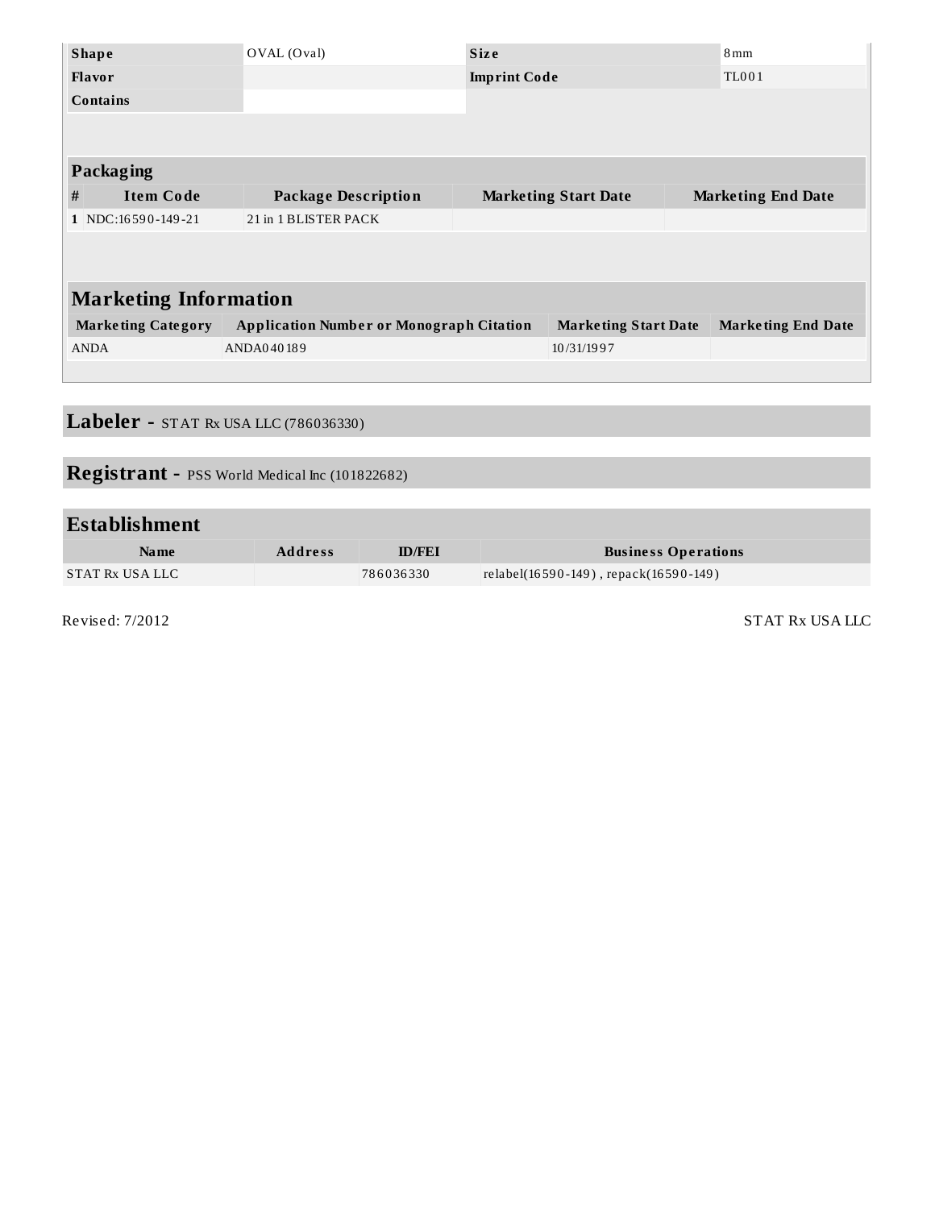| | | | |
|---|---|---|---|
| **Shape** | OVAL (Oval) | **Size** | 8mm |
| **Flavor** | | **Imprint Code** | TL001 |
| **Contains** | | | |

**Packaging**

| # | Item Code | Package Description | Marketing Start Date | Marketing End Date |
|---|---|---|---|---|
| 1 | NDC:16590-149-21 | 21 in 1 BLISTER PACK | | |

**Marketing Information**

| Marketing Category | Application Number or Monograph Citation | Marketing Start Date | Marketing End Date |
|---|---|---|---|
| ANDA | ANDA040189 | 10/31/1997 | |

## Labeler - STAT Rx USA LLC (786036330)

## Registrant - PSS World Medical Inc (101822682)

## Establishment

| Name | Address | ID/FEI | Business Operations |
|---|---|---|---|
| STAT Rx USA LLC | | 786036330 | relabel(16590-149) , repack(16590-149) |

Revised: 7/2012

STAT Rx USA LLC